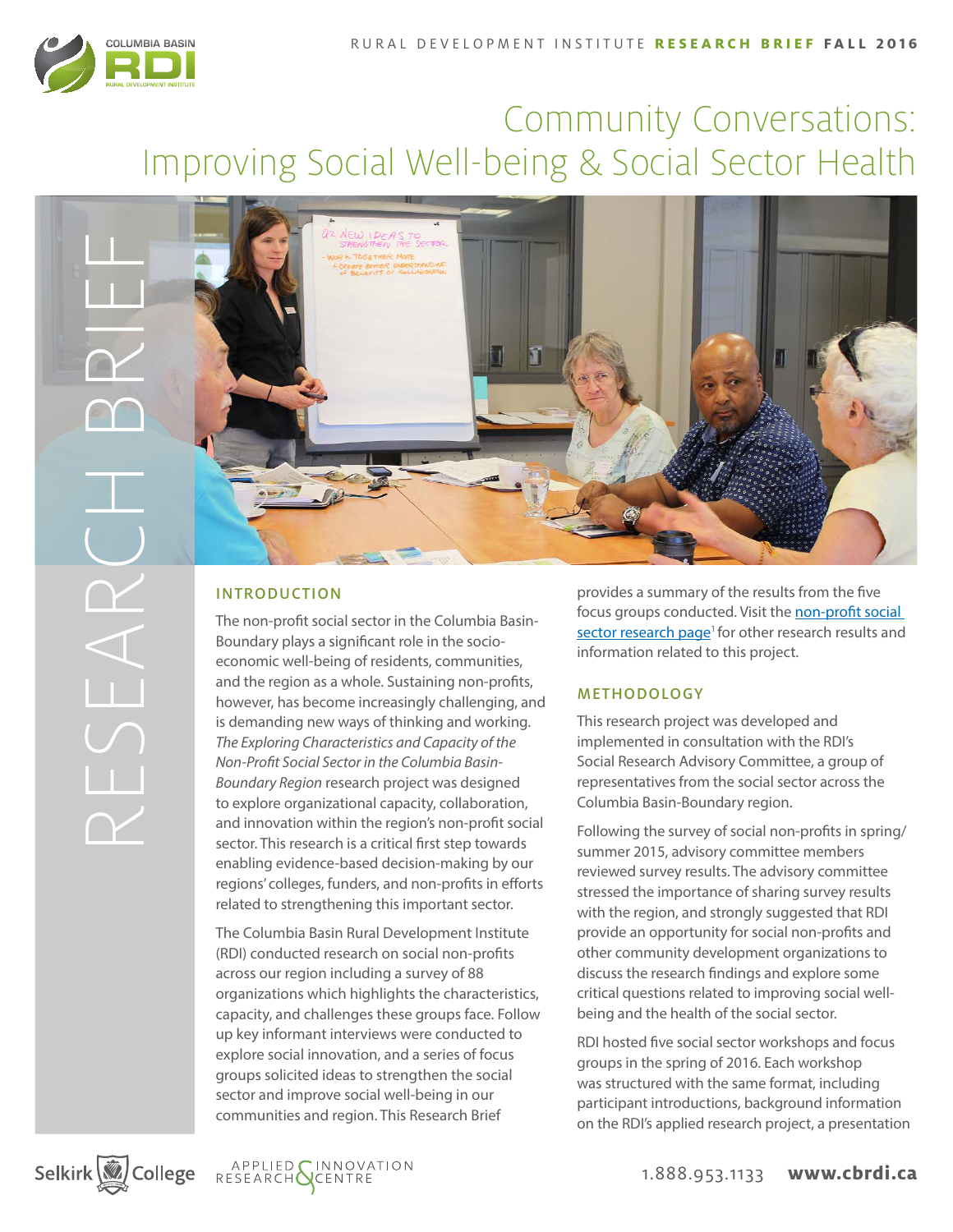# Community Conversations: Improving Social Well-being & Social Sector Health

RURAL DEVELOPMENT INSTITUTE **RESEARCH BRIEF FALL 2016**

## INTRODUCTION

The non-profit social sector in the Columbia Basin-Boundary plays a significant role in the socio-economic well-being of residents, communities, and the region as a whole. Sustaining non-profits, however, has become increasingly challenging, and is demanding new ways of thinking and working. *The Exploring Characteristics and Capacity of the Non-Profit Social Sector in the Columbia Basin-Boundary Region* research project was designed to explore organizational capacity, collaboration, and innovation within the region's non-profit social sector. This research is a critical first step towards enabling evidence-based decision-making by our regions' colleges, funders, and non-profits in efforts related to strengthening this important sector.

The Columbia Basin Rural Development Institute (RDI) conducted research on social non-profits across our region including a survey of 88 organizations which highlights the characteristics, capacity, and challenges these groups face. Follow up key informant interviews were conducted to explore social innovation, and a series of focus groups solicited ideas to strengthen the social sector and improve social well-being in our communities and region. This Research Brief provides a summary of the results from the five focus groups conducted. Visit the non-profit social sector research page[1] for other research results and information related to this project.

## METHODOLOGY

This research project was developed and implemented in consultation with the RDI's Social Research Advisory Committee, a group of representatives from the social sector across the Columbia Basin-Boundary region.

Following the survey of social non-profits in spring/summer 2015, advisory committee members reviewed survey results. The advisory committee stressed the importance of sharing survey results with the region, and strongly suggested that RDI provide an opportunity for social non-profits and other community development organizations to discuss the research findings and explore some critical questions related to improving social well-being and the health of the social sector.

RDI hosted five social sector workshops and focus groups in the spring of 2016. Each workshop was structured with the same format, including participant introductions, background information on the RDI's applied research project, a presentation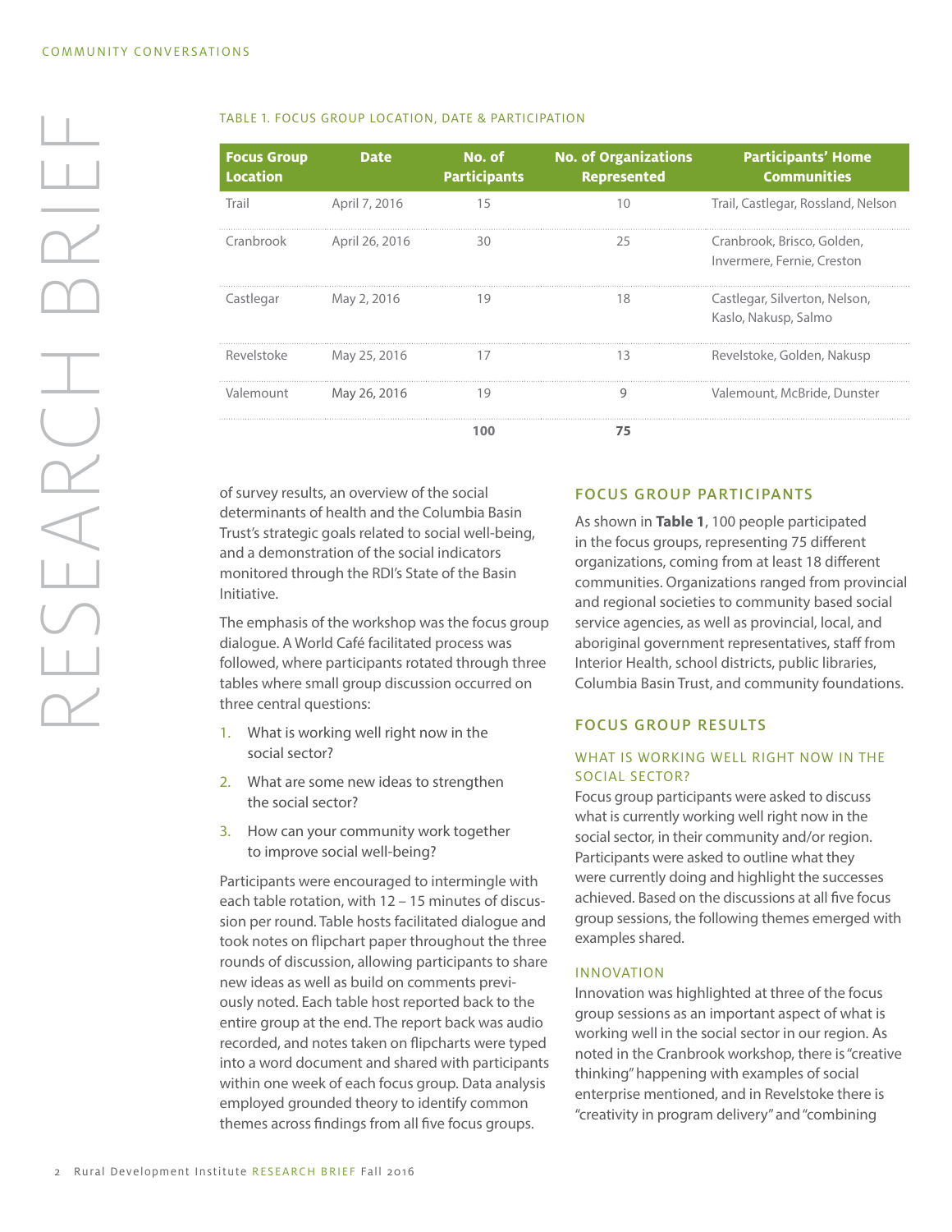TABLE 1. FOCUS GROUP LOCATION, DATE & PARTICIPATION

| Focus Group Location | Date | No. of Participants | No. of Organizations Represented | Participants' Home Communities |
|---|---|---|---|---|
| Trail | April 7, 2016 | 15 | 10 | Trail, Castlegar, Rossland, Nelson |
| Cranbrook | April 26, 2016 | 30 | 25 | Cranbrook, Brisco, Golden, Invermere, Fernie, Creston |
| Castlegar | May 2, 2016 | 19 | 18 | Castlegar, Silverton, Nelson, Kaslo, Nakusp, Salmo |
| Revelstoke | May 25, 2016 | 17 | 13 | Revelstoke, Golden, Nakusp |
| Valemount | May 26, 2016 | 19 | 9 | Valemount, McBride, Dunster |
| | | **100** | **75** | |

of survey results, an overview of the social determinants of health and the Columbia Basin Trust's strategic goals related to social well-being, and a demonstration of the social indicators monitored through the RDI's State of the Basin Initiative.

The emphasis of the workshop was the focus group dialogue. A World Café facilitated process was followed, where participants rotated through three tables where small group discussion occurred on three central questions:

1. What is working well right now in the social sector?
2. What are some new ideas to strengthen the social sector?
3. How can your community work together to improve social well-being?

Participants were encouraged to intermingle with each table rotation, with 12 – 15 minutes of discussion per round. Table hosts facilitated dialogue and took notes on flipchart paper throughout the three rounds of discussion, allowing participants to share new ideas as well as build on comments previously noted. Each table host reported back to the entire group at the end. The report back was audio recorded, and notes taken on flipcharts were typed into a word document and shared with participants within one week of each focus group. Data analysis employed grounded theory to identify common themes across findings from all five focus groups.

## FOCUS GROUP PARTICIPANTS

As shown in **Table 1**, 100 people participated in the focus groups, representing 75 different organizations, coming from at least 18 different communities. Organizations ranged from provincial and regional societies to community based social service agencies, as well as provincial, local, and aboriginal government representatives, staff from Interior Health, school districts, public libraries, Columbia Basin Trust, and community foundations.

## FOCUS GROUP RESULTS

### WHAT IS WORKING WELL RIGHT NOW IN THE SOCIAL SECTOR?

Focus group participants were asked to discuss what is currently working well right now in the social sector, in their community and/or region. Participants were asked to outline what they were currently doing and highlight the successes achieved. Based on the discussions at all five focus group sessions, the following themes emerged with examples shared.

### INNOVATION

Innovation was highlighted at three of the focus group sessions as an important aspect of what is working well in the social sector in our region. As noted in the Cranbrook workshop, there is "creative thinking" happening with examples of social enterprise mentioned, and in Revelstoke there is "creativity in program delivery" and "combining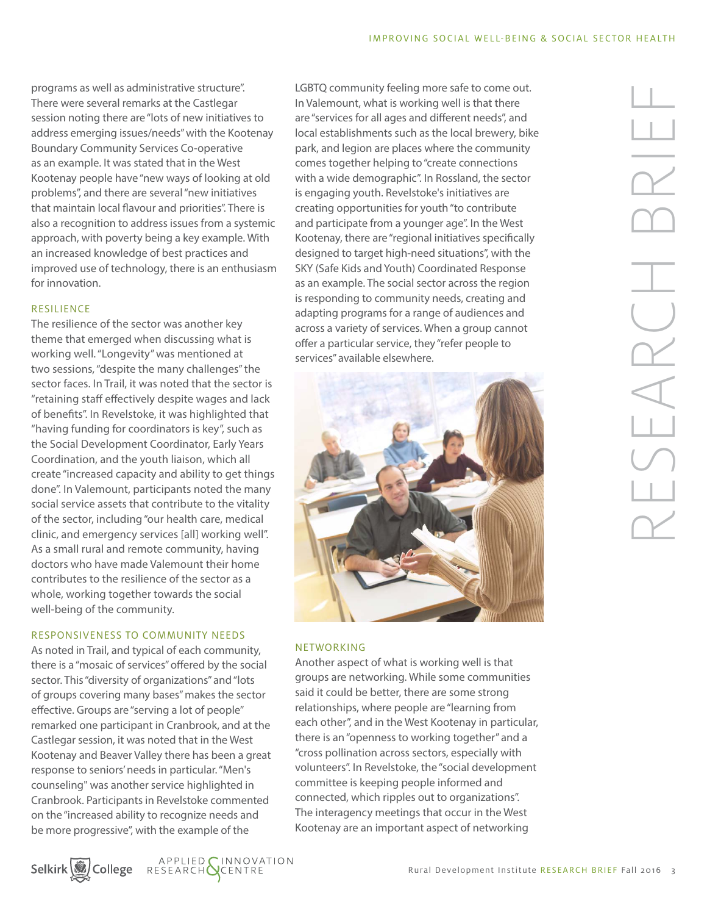programs as well as administrative structure". There were several remarks at the Castlegar session noting there are "lots of new initiatives to address emerging issues/needs" with the Kootenay Boundary Community Services Co-operative as an example. It was stated that in the West Kootenay people have "new ways of looking at old problems", and there are several "new initiatives that maintain local flavour and priorities". There is also a recognition to address issues from a systemic approach, with poverty being a key example. With an increased knowledge of best practices and improved use of technology, there is an enthusiasm for innovation.

### RESILIENCE

The resilience of the sector was another key theme that emerged when discussing what is working well. "Longevity" was mentioned at two sessions, "despite the many challenges" the sector faces. In Trail, it was noted that the sector is "retaining staff effectively despite wages and lack of benefits". In Revelstoke, it was highlighted that "having funding for coordinators is key", such as the Social Development Coordinator, Early Years Coordination, and the youth liaison, which all create "increased capacity and ability to get things done". In Valemount, participants noted the many social service assets that contribute to the vitality of the sector, including "our health care, medical clinic, and emergency services [all] working well". As a small rural and remote community, having doctors who have made Valemount their home contributes to the resilience of the sector as a whole, working together towards the social well-being of the community.

### RESPONSIVENESS TO COMMUNITY NEEDS

As noted in Trail, and typical of each community, there is a "mosaic of services" offered by the social sector. This "diversity of organizations" and "lots of groups covering many bases" makes the sector effective. Groups are "serving a lot of people" remarked one participant in Cranbrook, and at the Castlegar session, it was noted that in the West Kootenay and Beaver Valley there has been a great response to seniors' needs in particular. "Men's counseling" was another service highlighted in Cranbrook. Participants in Revelstoke commented on the "increased ability to recognize needs and be more progressive", with the example of the LGBTQ community feeling more safe to come out. In Valemount, what is working well is that there are "services for all ages and different needs", and local establishments such as the local brewery, bike park, and legion are places where the community comes together helping to "create connections with a wide demographic". In Rossland, the sector is engaging youth. Revelstoke's initiatives are creating opportunities for youth "to contribute and participate from a younger age". In the West Kootenay, there are "regional initiatives specifically designed to target high-need situations", with the SKY (Safe Kids and Youth) Coordinated Response as an example. The social sector across the region is responding to community needs, creating and adapting programs for a range of audiences and across a variety of services. When a group cannot offer a particular service, they "refer people to services" available elsewhere.

### NETWORKING

Another aspect of what is working well is that groups are networking. While some communities said it could be better, there are some strong relationships, where people are "learning from each other", and in the West Kootenay in particular, there is an "openness to working together" and a "cross pollination across sectors, especially with volunteers". In Revelstoke, the "social development committee is keeping people informed and connected, which ripples out to organizations". The interagency meetings that occur in the West Kootenay are an important aspect of networking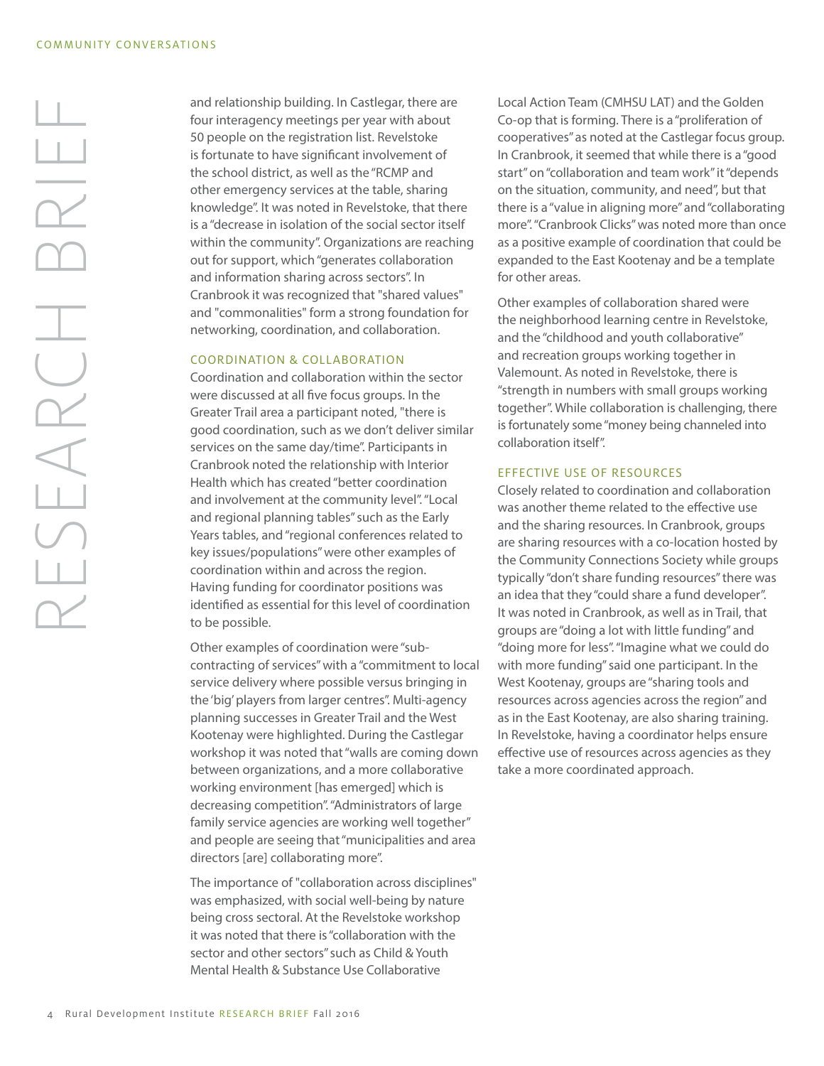and relationship building. In Castlegar, there are four interagency meetings per year with about 50 people on the registration list. Revelstoke is fortunate to have significant involvement of the school district, as well as the "RCMP and other emergency services at the table, sharing knowledge". It was noted in Revelstoke, that there is a "decrease in isolation of the social sector itself within the community". Organizations are reaching out for support, which "generates collaboration and information sharing across sectors". In Cranbrook it was recognized that "shared values" and "commonalities" form a strong foundation for networking, coordination, and collaboration.

### COORDINATION & COLLABORATION

Coordination and collaboration within the sector were discussed at all five focus groups. In the Greater Trail area a participant noted, "there is good coordination, such as we don't deliver similar services on the same day/time". Participants in Cranbrook noted the relationship with Interior Health which has created "better coordination and involvement at the community level". "Local and regional planning tables" such as the Early Years tables, and "regional conferences related to key issues/populations" were other examples of coordination within and across the region. Having funding for coordinator positions was identified as essential for this level of coordination to be possible.

Other examples of coordination were "sub-contracting of services" with a "commitment to local service delivery where possible versus bringing in the 'big' players from larger centres". Multi-agency planning successes in Greater Trail and the West Kootenay were highlighted. During the Castlegar workshop it was noted that "walls are coming down between organizations, and a more collaborative working environment [has emerged] which is decreasing competition". "Administrators of large family service agencies are working well together" and people are seeing that "municipalities and area directors [are] collaborating more".

The importance of "collaboration across disciplines" was emphasized, with social well-being by nature being cross sectoral. At the Revelstoke workshop it was noted that there is "collaboration with the sector and other sectors" such as Child & Youth Mental Health & Substance Use Collaborative Local Action Team (CMHSU LAT) and the Golden Co-op that is forming. There is a "proliferation of cooperatives" as noted at the Castlegar focus group. In Cranbrook, it seemed that while there is a "good start" on "collaboration and team work" it "depends on the situation, community, and need", but that there is a "value in aligning more" and "collaborating more". "Cranbrook Clicks" was noted more than once as a positive example of coordination that could be expanded to the East Kootenay and be a template for other areas.

Other examples of collaboration shared were the neighborhood learning centre in Revelstoke, and the "childhood and youth collaborative" and recreation groups working together in Valemount. As noted in Revelstoke, there is "strength in numbers with small groups working together". While collaboration is challenging, there is fortunately some "money being channeled into collaboration itself".

### EFFECTIVE USE OF RESOURCES

Closely related to coordination and collaboration was another theme related to the effective use and the sharing resources. In Cranbrook, groups are sharing resources with a co-location hosted by the Community Connections Society while groups typically "don't share funding resources" there was an idea that they "could share a fund developer". It was noted in Cranbrook, as well as in Trail, that groups are "doing a lot with little funding" and "doing more for less". "Imagine what we could do with more funding" said one participant. In the West Kootenay, groups are "sharing tools and resources across agencies across the region" and as in the East Kootenay, are also sharing training. In Revelstoke, having a coordinator helps ensure effective use of resources across agencies as they take a more coordinated approach.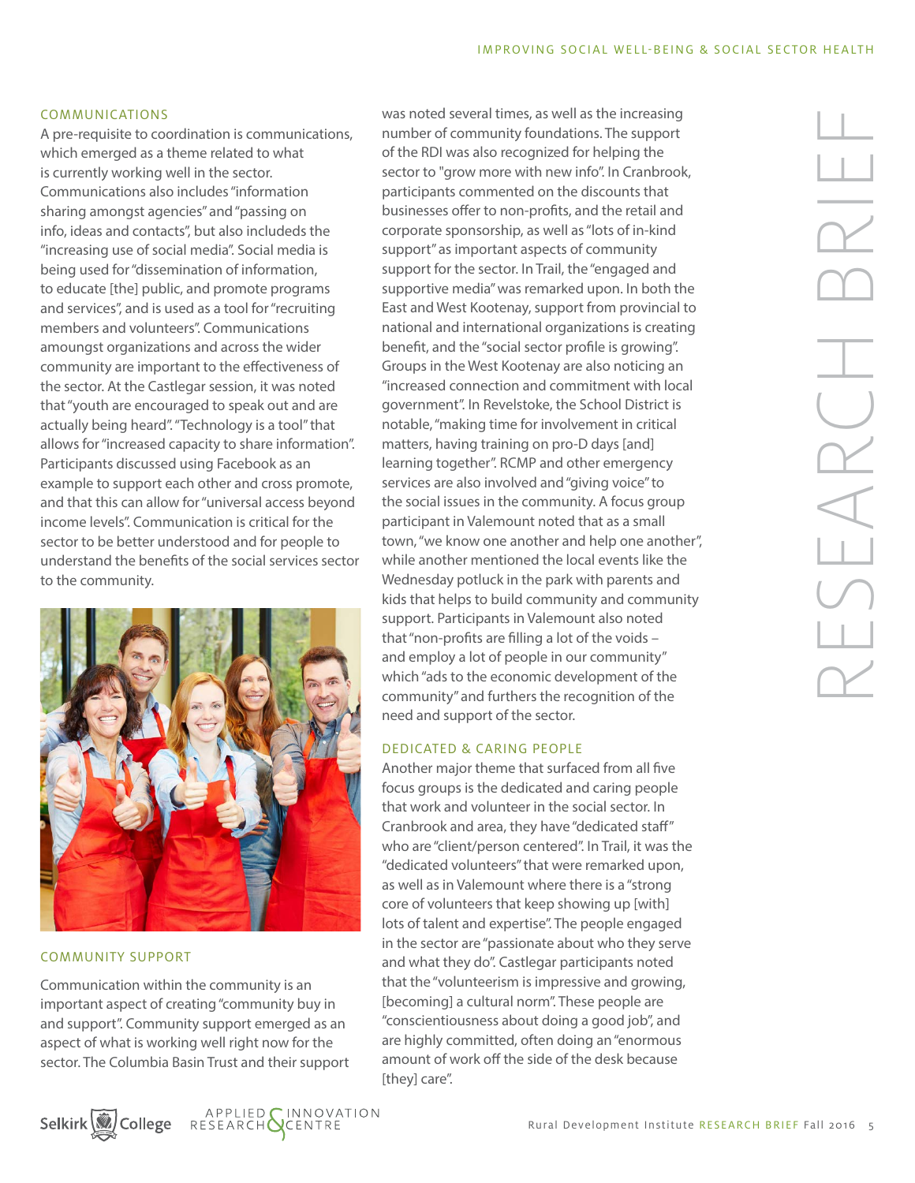## COMMUNICATIONS

A pre-requisite to coordination is communications, which emerged as a theme related to what is currently working well in the sector. Communications also includes "information sharing amongst agencies" and "passing on info, ideas and contacts", but also includeds the "increasing use of social media". Social media is being used for "dissemination of information, to educate [the] public, and promote programs and services", and is used as a tool for "recruiting members and volunteers". Communications amoungst organizations and across the wider community are important to the effectiveness of the sector. At the Castlegar session, it was noted that "youth are encouraged to speak out and are actually being heard". "Technology is a tool" that allows for "increased capacity to share information". Participants discussed using Facebook as an example to support each other and cross promote, and that this can allow for "universal access beyond income levels". Communication is critical for the sector to be better understood and for people to understand the benefits of the social services sector to the community.

## COMMUNITY SUPPORT

Communication within the community is an important aspect of creating "community buy in and support". Community support emerged as an aspect of what is working well right now for the sector. The Columbia Basin Trust and their support was noted several times, as well as the increasing number of community foundations. The support of the RDI was also recognized for helping the sector to "grow more with new info". In Cranbrook, participants commented on the discounts that businesses offer to non-profits, and the retail and corporate sponsorship, as well as "lots of in-kind support" as important aspects of community support for the sector. In Trail, the "engaged and supportive media" was remarked upon. In both the East and West Kootenay, support from provincial to national and international organizations is creating benefit, and the "social sector profile is growing". Groups in the West Kootenay are also noticing an "increased connection and commitment with local government". In Revelstoke, the School District is notable, "making time for involvement in critical matters, having training on pro-D days [and] learning together". RCMP and other emergency services are also involved and "giving voice" to the social issues in the community. A focus group participant in Valemount noted that as a small town, "we know one another and help one another", while another mentioned the local events like the Wednesday potluck in the park with parents and kids that helps to build community and community support. Participants in Valemount also noted that "non-profits are filling a lot of the voids – and employ a lot of people in our community" which "ads to the economic development of the community" and furthers the recognition of the need and support of the sector.

## DEDICATED & CARING PEOPLE

Another major theme that surfaced from all five focus groups is the dedicated and caring people that work and volunteer in the social sector. In Cranbrook and area, they have "dedicated staff" who are "client/person centered". In Trail, it was the "dedicated volunteers" that were remarked upon, as well as in Valemount where there is a "strong core of volunteers that keep showing up [with] lots of talent and expertise". The people engaged in the sector are "passionate about who they serve and what they do". Castlegar participants noted that the "volunteerism is impressive and growing, [becoming] a cultural norm". These people are "conscientiousness about doing a good job", and are highly committed, often doing an "enormous amount of work off the side of the desk because [they] care".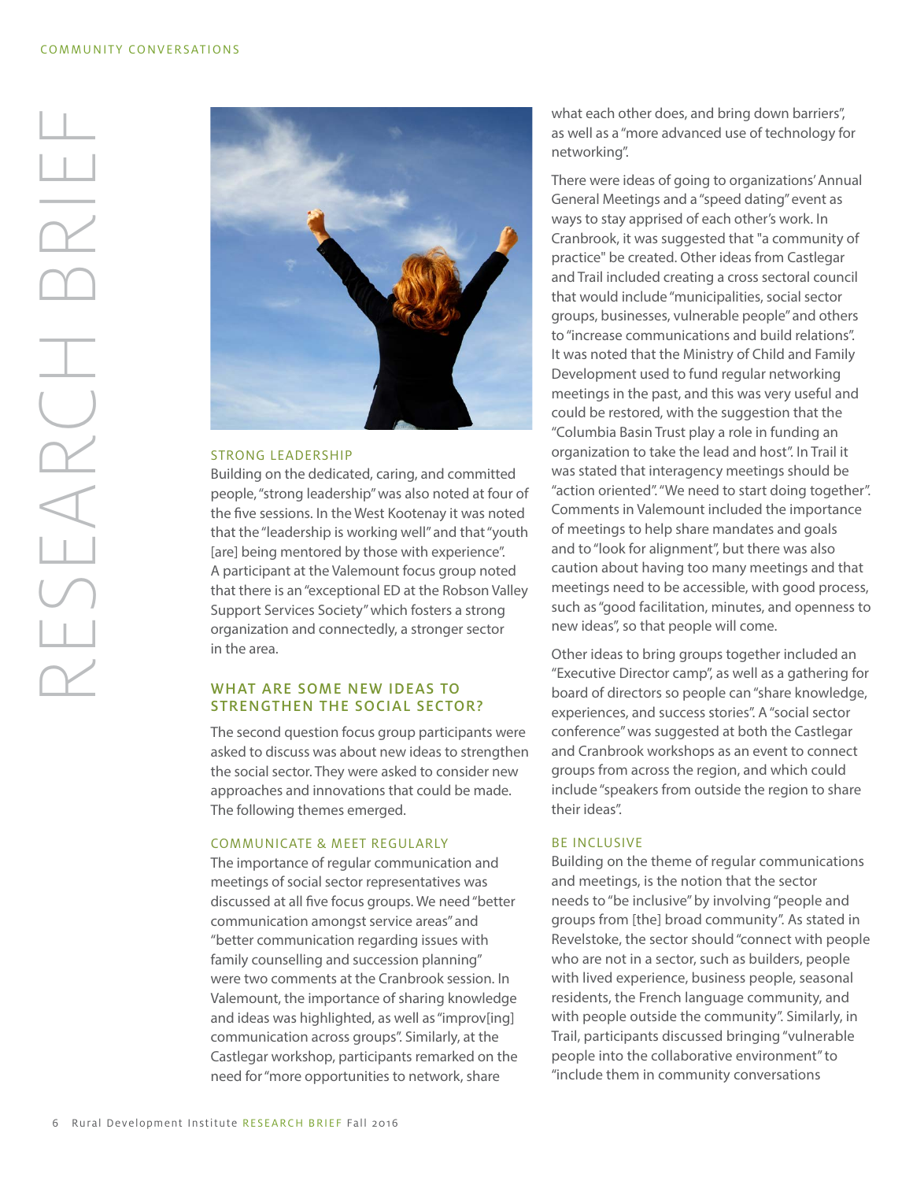### STRONG LEADERSHIP

Building on the dedicated, caring, and committed people, "strong leadership" was also noted at four of the five sessions. In the West Kootenay it was noted that the "leadership is working well" and that "youth [are] being mentored by those with experience". A participant at the Valemount focus group noted that there is an "exceptional ED at the Robson Valley Support Services Society" which fosters a strong organization and connectedly, a stronger sector in the area.

## WHAT ARE SOME NEW IDEAS TO STRENGTHEN THE SOCIAL SECTOR?

The second question focus group participants were asked to discuss was about new ideas to strengthen the social sector. They were asked to consider new approaches and innovations that could be made. The following themes emerged.

### COMMUNICATE & MEET REGULARLY

The importance of regular communication and meetings of social sector representatives was discussed at all five focus groups. We need "better communication amongst service areas" and "better communication regarding issues with family counselling and succession planning" were two comments at the Cranbrook session. In Valemount, the importance of sharing knowledge and ideas was highlighted, as well as "improv[ing] communication across groups". Similarly, at the Castlegar workshop, participants remarked on the need for "more opportunities to network, share what each other does, and bring down barriers", as well as a "more advanced use of technology for networking".

There were ideas of going to organizations' Annual General Meetings and a "speed dating" event as ways to stay apprised of each other's work. In Cranbrook, it was suggested that "a community of practice" be created. Other ideas from Castlegar and Trail included creating a cross sectoral council that would include "municipalities, social sector groups, businesses, vulnerable people" and others to "increase communications and build relations". It was noted that the Ministry of Child and Family Development used to fund regular networking meetings in the past, and this was very useful and could be restored, with the suggestion that the "Columbia Basin Trust play a role in funding an organization to take the lead and host". In Trail it was stated that interagency meetings should be "action oriented". "We need to start doing together". Comments in Valemount included the importance of meetings to help share mandates and goals and to "look for alignment", but there was also caution about having too many meetings and that meetings need to be accessible, with good process, such as "good facilitation, minutes, and openness to new ideas", so that people will come.

Other ideas to bring groups together included an "Executive Director camp", as well as a gathering for board of directors so people can "share knowledge, experiences, and success stories". A "social sector conference" was suggested at both the Castlegar and Cranbrook workshops as an event to connect groups from across the region, and which could include "speakers from outside the region to share their ideas".

### BE INCLUSIVE

Building on the theme of regular communications and meetings, is the notion that the sector needs to "be inclusive" by involving "people and groups from [the] broad community". As stated in Revelstoke, the sector should "connect with people who are not in a sector, such as builders, people with lived experience, business people, seasonal residents, the French language community, and with people outside the community". Similarly, in Trail, participants discussed bringing "vulnerable people into the collaborative environment" to "include them in community conversations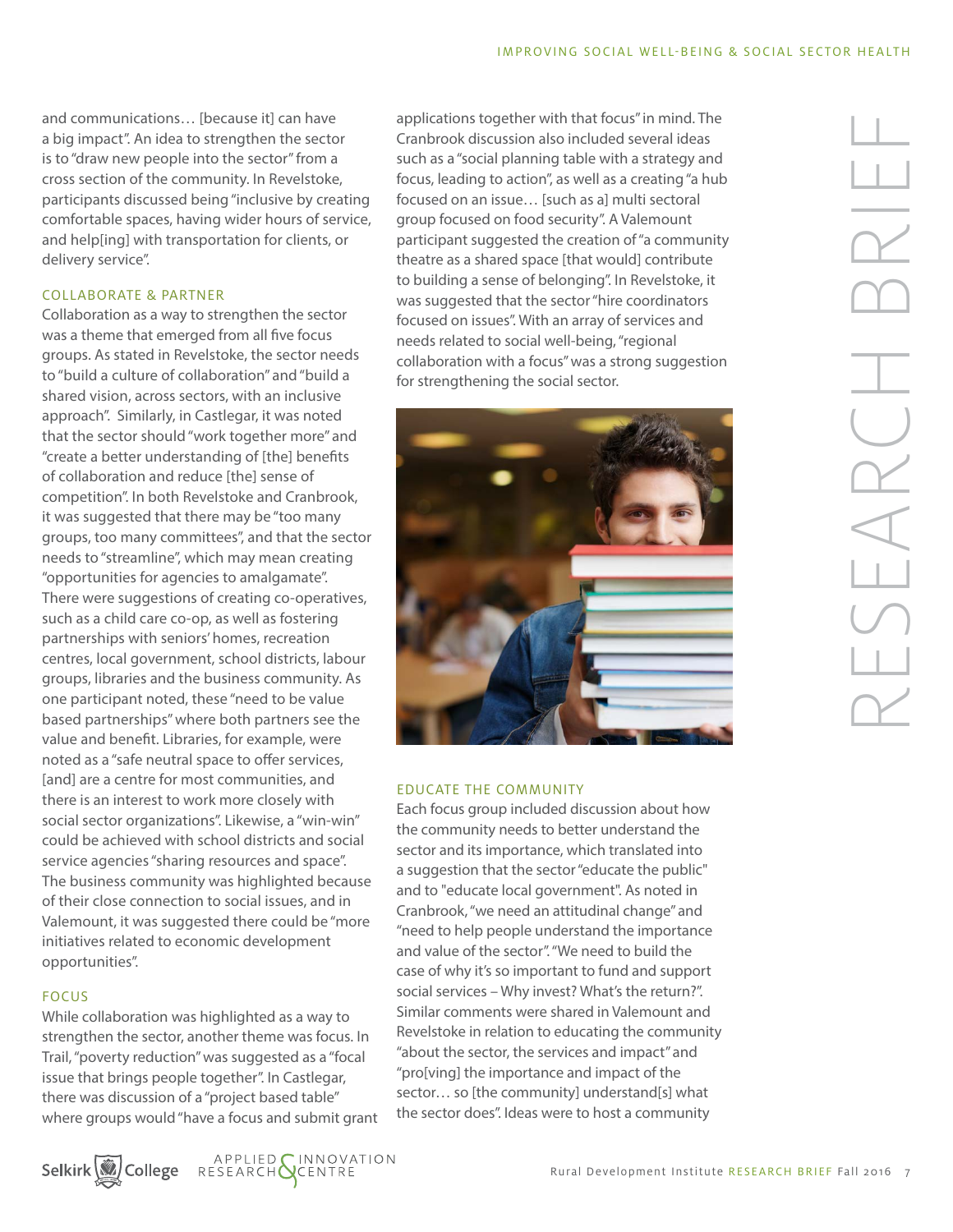and communications… [because it] can have a big impact". An idea to strengthen the sector is to "draw new people into the sector" from a cross section of the community. In Revelstoke, participants discussed being "inclusive by creating comfortable spaces, having wider hours of service, and help[ing] with transportation for clients, or delivery service".

### COLLABORATE & PARTNER

Collaboration as a way to strengthen the sector was a theme that emerged from all five focus groups. As stated in Revelstoke, the sector needs to "build a culture of collaboration" and "build a shared vision, across sectors, with an inclusive approach". Similarly, in Castlegar, it was noted that the sector should "work together more" and "create a better understanding of [the] benefits of collaboration and reduce [the] sense of competition". In both Revelstoke and Cranbrook, it was suggested that there may be "too many groups, too many committees", and that the sector needs to "streamline", which may mean creating "opportunities for agencies to amalgamate". There were suggestions of creating co-operatives, such as a child care co-op, as well as fostering partnerships with seniors' homes, recreation centres, local government, school districts, labour groups, libraries and the business community. As one participant noted, these "need to be value based partnerships" where both partners see the value and benefit. Libraries, for example, were noted as a "safe neutral space to offer services, [and] are a centre for most communities, and there is an interest to work more closely with social sector organizations". Likewise, a "win-win" could be achieved with school districts and social service agencies "sharing resources and space". The business community was highlighted because of their close connection to social issues, and in Valemount, it was suggested there could be "more initiatives related to economic development opportunities".

### FOCUS

While collaboration was highlighted as a way to strengthen the sector, another theme was focus. In Trail, "poverty reduction" was suggested as a "focal issue that brings people together". In Castlegar, there was discussion of a "project based table" where groups would "have a focus and submit grant applications together with that focus" in mind. The Cranbrook discussion also included several ideas such as a "social planning table with a strategy and focus, leading to action", as well as a creating "a hub focused on an issue… [such as a] multi sectoral group focused on food security". A Valemount participant suggested the creation of "a community theatre as a shared space [that would] contribute to building a sense of belonging". In Revelstoke, it was suggested that the sector "hire coordinators focused on issues". With an array of services and needs related to social well-being, "regional collaboration with a focus" was a strong suggestion for strengthening the social sector.

### EDUCATE THE COMMUNITY

Each focus group included discussion about how the community needs to better understand the sector and its importance, which translated into a suggestion that the sector "educate the public" and to "educate local government". As noted in Cranbrook, "we need an attitudinal change" and "need to help people understand the importance and value of the sector". "We need to build the case of why it's so important to fund and support social services – Why invest? What's the return?". Similar comments were shared in Valemount and Revelstoke in relation to educating the community "about the sector, the services and impact" and "pro[ving] the importance and impact of the sector… so [the community] understand[s] what the sector does". Ideas were to host a community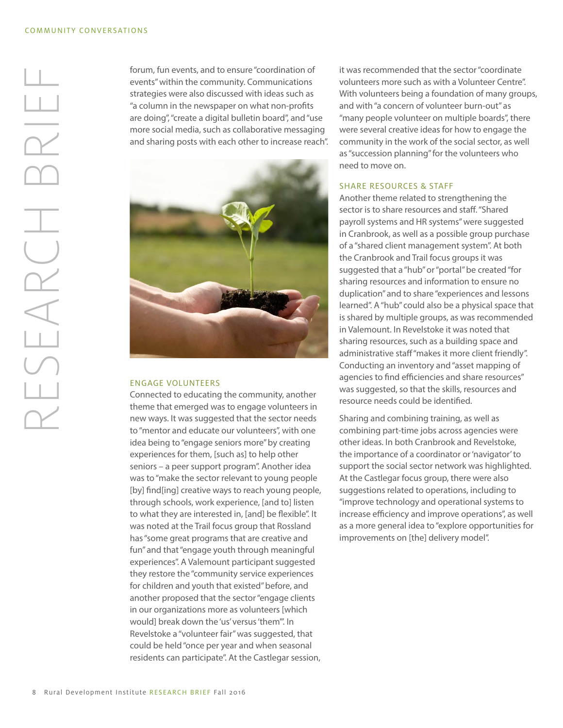forum, fun events, and to ensure "coordination of events" within the community. Communications strategies were also discussed with ideas such as "a column in the newspaper on what non-profits are doing", "create a digital bulletin board", and "use more social media, such as collaborative messaging and sharing posts with each other to increase reach".

## ENGAGE VOLUNTEERS

Connected to educating the community, another theme that emerged was to engage volunteers in new ways. It was suggested that the sector needs to "mentor and educate our volunteers", with one idea being to "engage seniors more" by creating experiences for them, [such as] to help other seniors – a peer support program". Another idea was to "make the sector relevant to young people [by] find[ing] creative ways to reach young people, through schools, work experience, [and to] listen to what they are interested in, [and] be flexible". It was noted at the Trail focus group that Rossland has "some great programs that are creative and fun" and that "engage youth through meaningful experiences". A Valemount participant suggested they restore the "community service experiences for children and youth that existed" before, and another proposed that the sector "engage clients in our organizations more as volunteers [which would] break down the 'us' versus 'them'". In Revelstoke a "volunteer fair" was suggested, that could be held "once per year and when seasonal residents can participate". At the Castlegar session, it was recommended that the sector "coordinate volunteers more such as with a Volunteer Centre". With volunteers being a foundation of many groups, and with "a concern of volunteer burn-out" as "many people volunteer on multiple boards", there were several creative ideas for how to engage the community in the work of the social sector, as well as "succession planning" for the volunteers who need to move on.

## SHARE RESOURCES & STAFF

Another theme related to strengthening the sector is to share resources and staff. "Shared payroll systems and HR systems" were suggested in Cranbrook, as well as a possible group purchase of a "shared client management system". At both the Cranbrook and Trail focus groups it was suggested that a "hub" or "portal" be created "for sharing resources and information to ensure no duplication" and to share "experiences and lessons learned". A "hub" could also be a physical space that is shared by multiple groups, as was recommended in Valemount. In Revelstoke it was noted that sharing resources, such as a building space and administrative staff "makes it more client friendly". Conducting an inventory and "asset mapping of agencies to find efficiencies and share resources" was suggested, so that the skills, resources and resource needs could be identified.

Sharing and combining training, as well as combining part-time jobs across agencies were other ideas. In both Cranbrook and Revelstoke, the importance of a coordinator or 'navigator' to support the social sector network was highlighted. At the Castlegar focus group, there were also suggestions related to operations, including to "improve technology and operational systems to increase efficiency and improve operations", as well as a more general idea to "explore opportunities for improvements on [the] delivery model".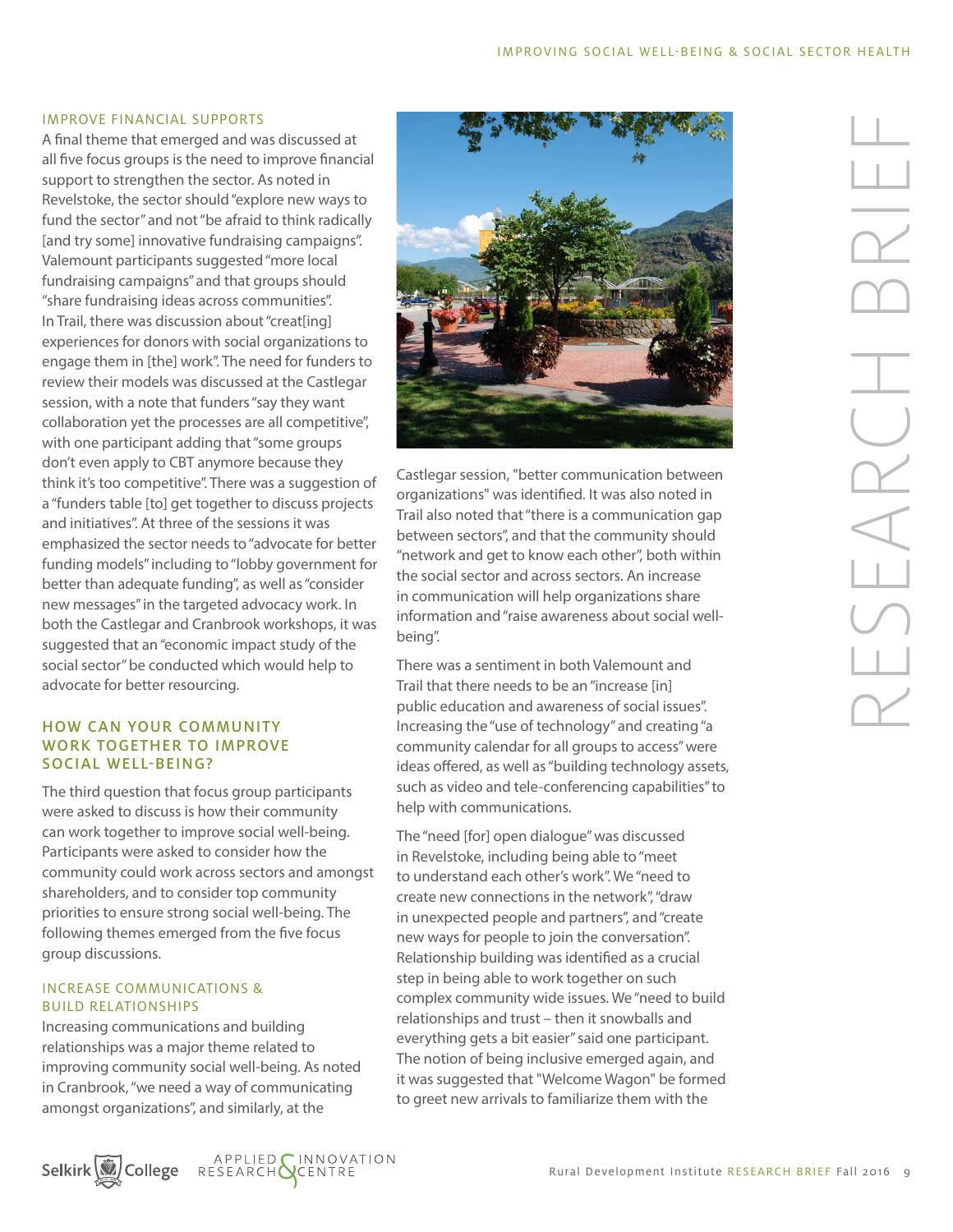### IMPROVE FINANCIAL SUPPORTS

A final theme that emerged and was discussed at all five focus groups is the need to improve financial support to strengthen the sector. As noted in Revelstoke, the sector should "explore new ways to fund the sector" and not "be afraid to think radically [and try some] innovative fundraising campaigns". Valemount participants suggested "more local fundraising campaigns" and that groups should "share fundraising ideas across communities". In Trail, there was discussion about "creat[ing] experiences for donors with social organizations to engage them in [the] work". The need for funders to review their models was discussed at the Castlegar session, with a note that funders "say they want collaboration yet the processes are all competitive", with one participant adding that "some groups don't even apply to CBT anymore because they think it's too competitive". There was a suggestion of a "funders table [to] get together to discuss projects and initiatives". At three of the sessions it was emphasized the sector needs to "advocate for better funding models" including to "lobby government for better than adequate funding", as well as "consider new messages" in the targeted advocacy work. In both the Castlegar and Cranbrook workshops, it was suggested that an "economic impact study of the social sector" be conducted which would help to advocate for better resourcing.

## HOW CAN YOUR COMMUNITY WORK TOGETHER TO IMPROVE SOCIAL WELL-BEING?

The third question that focus group participants were asked to discuss is how their community can work together to improve social well-being. Participants were asked to consider how the community could work across sectors and amongst shareholders, and to consider top community priorities to ensure strong social well-being. The following themes emerged from the five focus group discussions.

### INCREASE COMMUNICATIONS & BUILD RELATIONSHIPS

Increasing communications and building relationships was a major theme related to improving community social well-being. As noted in Cranbrook, "we need a way of communicating amongst organizations", and similarly, at the Castlegar session, "better communication between organizations" was identified. It was also noted in Trail also noted that "there is a communication gap between sectors", and that the community should "network and get to know each other", both within the social sector and across sectors. An increase in communication will help organizations share information and "raise awareness about social well-being".

There was a sentiment in both Valemount and Trail that there needs to be an "increase [in] public education and awareness of social issues". Increasing the "use of technology" and creating "a community calendar for all groups to access" were ideas offered, as well as "building technology assets, such as video and tele-conferencing capabilities" to help with communications.

The "need [for] open dialogue" was discussed in Revelstoke, including being able to "meet to understand each other's work". We "need to create new connections in the network", "draw in unexpected people and partners", and "create new ways for people to join the conversation". Relationship building was identified as a crucial step in being able to work together on such complex community wide issues. We "need to build relationships and trust – then it snowballs and everything gets a bit easier" said one participant. The notion of being inclusive emerged again, and it was suggested that "Welcome Wagon" be formed to greet new arrivals to familiarize them with the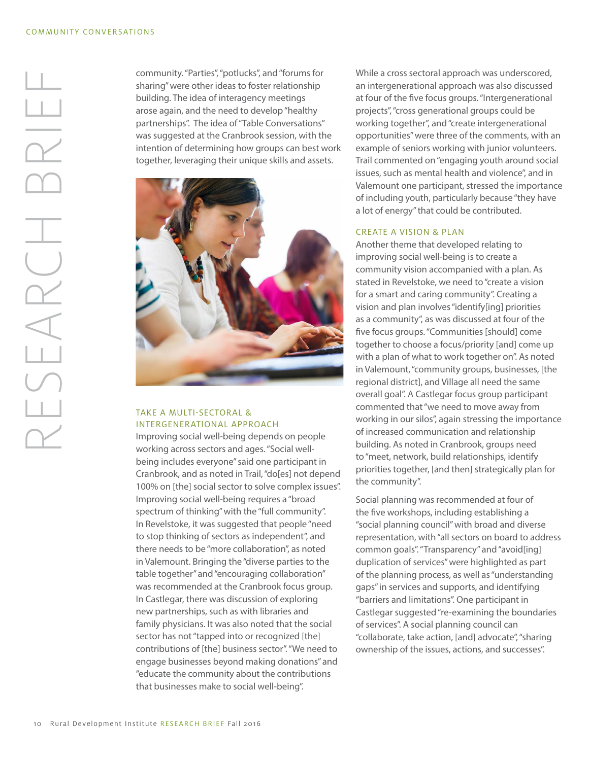community. "Parties", "potlucks", and "forums for sharing" were other ideas to foster relationship building. The idea of interagency meetings arose again, and the need to develop "healthy partnerships". The idea of "Table Conversations" was suggested at the Cranbrook session, with the intention of determining how groups can best work together, leveraging their unique skills and assets.

### TAKE A MULTI-SECTORAL & INTERGENERATIONAL APPROACH

Improving social well-being depends on people working across sectors and ages. "Social well-being includes everyone" said one participant in Cranbrook, and as noted in Trail, "do[es] not depend 100% on [the] social sector to solve complex issues". Improving social well-being requires a "broad spectrum of thinking" with the "full community". In Revelstoke, it was suggested that people "need to stop thinking of sectors as independent", and there needs to be "more collaboration", as noted in Valemount. Bringing the "diverse parties to the table together" and "encouraging collaboration" was recommended at the Cranbrook focus group. In Castlegar, there was discussion of exploring new partnerships, such as with libraries and family physicians. It was also noted that the social sector has not "tapped into or recognized [the] contributions of [the] business sector". "We need to engage businesses beyond making donations" and "educate the community about the contributions that businesses make to social well-being".

While a cross sectoral approach was underscored, an intergenerational approach was also discussed at four of the five focus groups. "Intergenerational projects", "cross generational groups could be working together", and "create intergenerational opportunities" were three of the comments, with an example of seniors working with junior volunteers. Trail commented on "engaging youth around social issues, such as mental health and violence", and in Valemount one participant, stressed the importance of including youth, particularly because "they have a lot of energy" that could be contributed.

### CREATE A VISION & PLAN

Another theme that developed relating to improving social well-being is to create a community vision accompanied with a plan. As stated in Revelstoke, we need to "create a vision for a smart and caring community". Creating a vision and plan involves "identify[ing] priorities as a community", as was discussed at four of the five focus groups. "Communities [should] come together to choose a focus/priority [and] come up with a plan of what to work together on". As noted in Valemount, "community groups, businesses, [the regional district], and Village all need the same overall goal". A Castlegar focus group participant commented that "we need to move away from working in our silos", again stressing the importance of increased communication and relationship building. As noted in Cranbrook, groups need to "meet, network, build relationships, identify priorities together, [and then] strategically plan for the community".

Social planning was recommended at four of the five workshops, including establishing a "social planning council" with broad and diverse representation, with "all sectors on board to address common goals". "Transparency" and "avoid[ing] duplication of services" were highlighted as part of the planning process, as well as "understanding gaps" in services and supports, and identifying "barriers and limitations". One participant in Castlegar suggested "re-examining the boundaries of services". A social planning council can "collaborate, take action, [and] advocate", "sharing ownership of the issues, actions, and successes".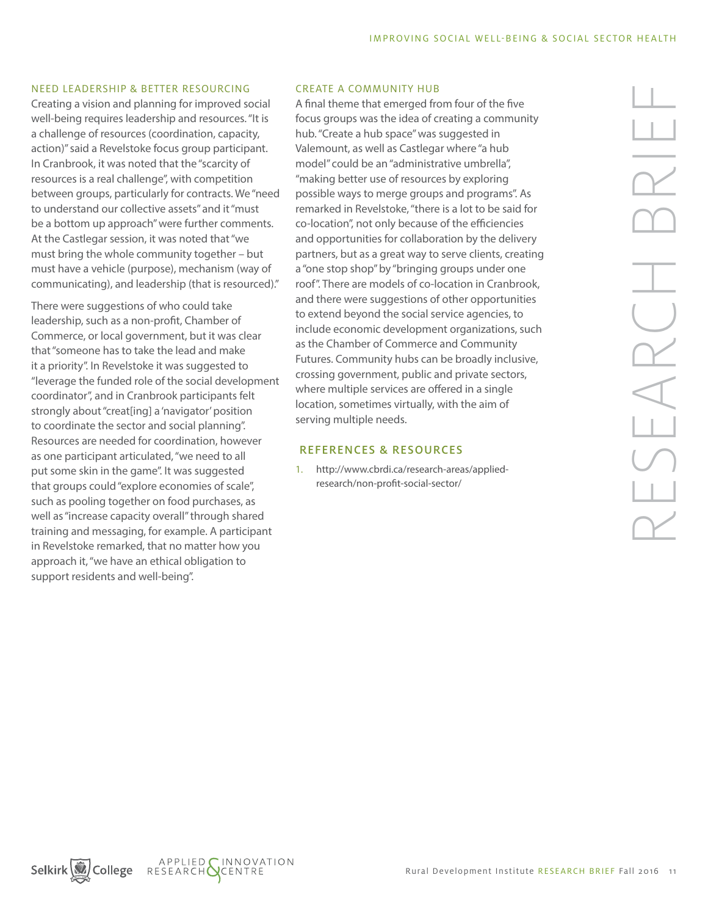### NEED LEADERSHIP & BETTER RESOURCING

Creating a vision and planning for improved social well-being requires leadership and resources. "It is a challenge of resources (coordination, capacity, action)" said a Revelstoke focus group participant. In Cranbrook, it was noted that the "scarcity of resources is a real challenge", with competition between groups, particularly for contracts. We "need to understand our collective assets" and it "must be a bottom up approach" were further comments. At the Castlegar session, it was noted that "we must bring the whole community together – but must have a vehicle (purpose), mechanism (way of communicating), and leadership (that is resourced)."

There were suggestions of who could take leadership, such as a non-profit, Chamber of Commerce, or local government, but it was clear that "someone has to take the lead and make it a priority". In Revelstoke it was suggested to "leverage the funded role of the social development coordinator", and in Cranbrook participants felt strongly about "creat[ing] a 'navigator' position to coordinate the sector and social planning". Resources are needed for coordination, however as one participant articulated, "we need to all put some skin in the game". It was suggested that groups could "explore economies of scale", such as pooling together on food purchases, as well as "increase capacity overall" through shared training and messaging, for example. A participant in Revelstoke remarked, that no matter how you approach it, "we have an ethical obligation to support residents and well-being".

### CREATE A COMMUNITY HUB

A final theme that emerged from four of the five focus groups was the idea of creating a community hub. "Create a hub space" was suggested in Valemount, as well as Castlegar where "a hub model" could be an "administrative umbrella", "making better use of resources by exploring possible ways to merge groups and programs". As remarked in Revelstoke, "there is a lot to be said for co-location", not only because of the efficiencies and opportunities for collaboration by the delivery partners, but as a great way to serve clients, creating a "one stop shop" by "bringing groups under one roof". There are models of co-location in Cranbrook, and there were suggestions of other opportunities to extend beyond the social service agencies, to include economic development organizations, such as the Chamber of Commerce and Community Futures. Community hubs can be broadly inclusive, crossing government, public and private sectors, where multiple services are offered in a single location, sometimes virtually, with the aim of serving multiple needs.

## REFERENCES & RESOURCES

1. http://www.cbrdi.ca/research-areas/applied-research/non-profit-social-sector/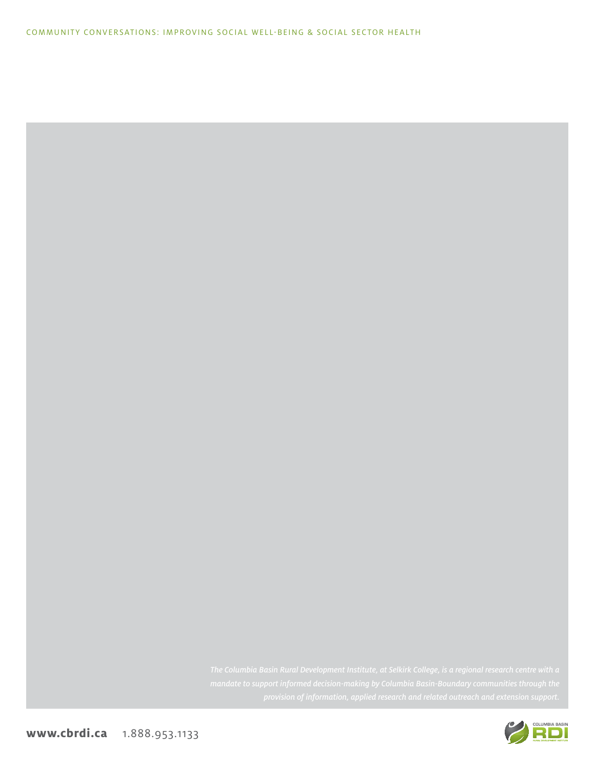*The Columbia Basin Rural Development Institute, at Selkirk College, is a regional research centre with a mandate to support informed decision-making by Columbia Basin-Boundary communities through the provision of information, applied research and related outreach and extension support.*

**www.cbrdi.ca** 1.888.953.1133